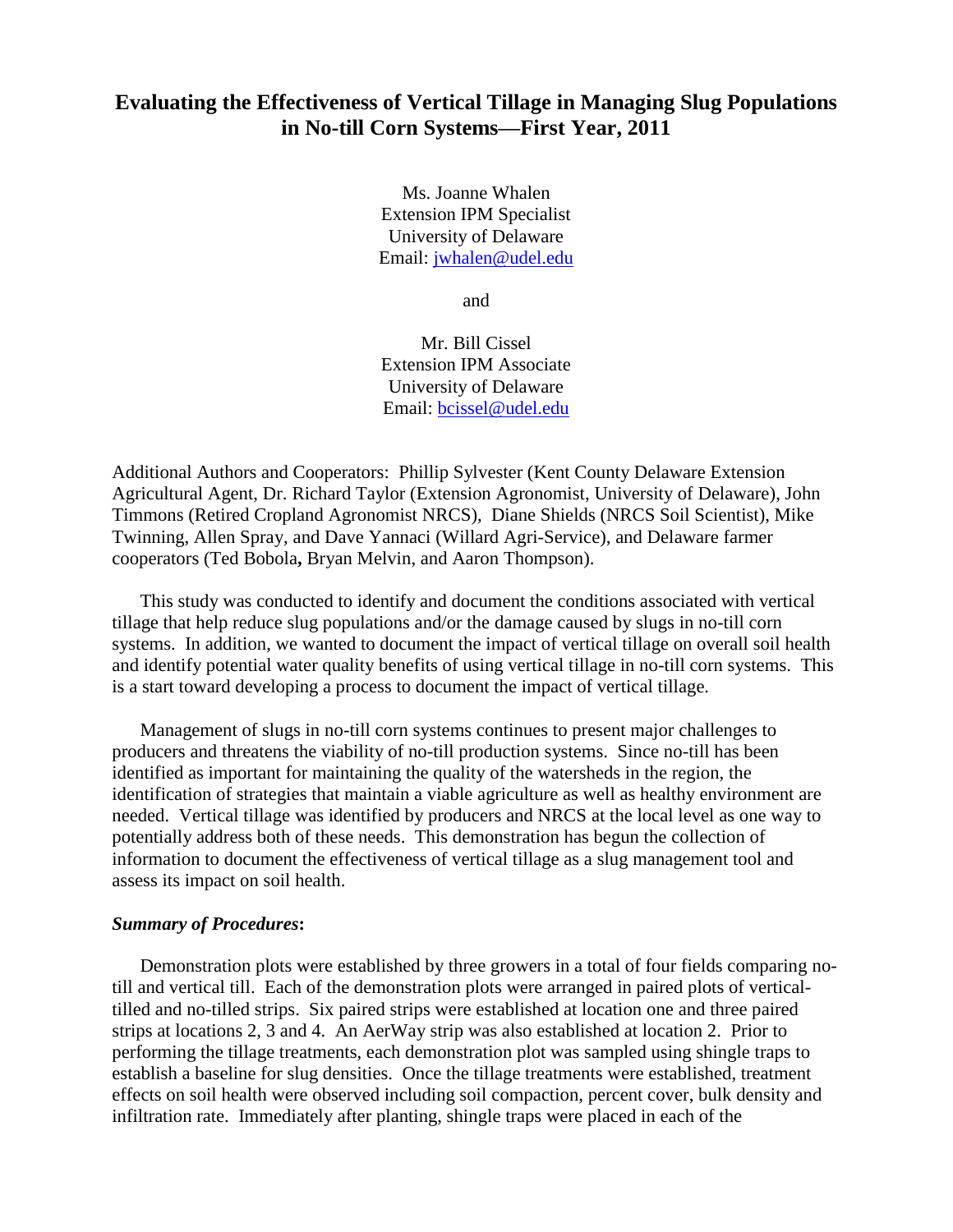# Evaluating the Effectiveness of Vertical Tillage in Managing Slug Populations in No-till Corn Systems—First Year, 2011

Ms. Joanne Whalen
Extension IPM Specialist
University of Delaware
Email: jwhalen@udel.edu

and

Mr. Bill Cissel
Extension IPM Associate
University of Delaware
Email: bcissel@udel.edu

Additional Authors and Cooperators: Phillip Sylvester (Kent County Delaware Extension Agricultural Agent, Dr. Richard Taylor (Extension Agronomist, University of Delaware), John Timmons (Retired Cropland Agronomist NRCS), Diane Shields (NRCS Soil Scientist), Mike Twinning, Allen Spray, and Dave Yannaci (Willard Agri-Service), and Delaware farmer cooperators (Ted Bobola**,** Bryan Melvin, and Aaron Thompson).

This study was conducted to identify and document the conditions associated with vertical tillage that help reduce slug populations and/or the damage caused by slugs in no-till corn systems. In addition, we wanted to document the impact of vertical tillage on overall soil health and identify potential water quality benefits of using vertical tillage in no-till corn systems. This is a start toward developing a process to document the impact of vertical tillage.

Management of slugs in no-till corn systems continues to present major challenges to producers and threatens the viability of no-till production systems. Since no-till has been identified as important for maintaining the quality of the watersheds in the region, the identification of strategies that maintain a viable agriculture as well as healthy environment are needed. Vertical tillage was identified by producers and NRCS at the local level as one way to potentially address both of these needs. This demonstration has begun the collection of information to document the effectiveness of vertical tillage as a slug management tool and assess its impact on soil health.

***Summary of Procedures*:**

Demonstration plots were established by three growers in a total of four fields comparing no-till and vertical till. Each of the demonstration plots were arranged in paired plots of vertical-tilled and no-tilled strips. Six paired strips were established at location one and three paired strips at locations 2, 3 and 4. An AerWay strip was also established at location 2. Prior to performing the tillage treatments, each demonstration plot was sampled using shingle traps to establish a baseline for slug densities. Once the tillage treatments were established, treatment effects on soil health were observed including soil compaction, percent cover, bulk density and infiltration rate. Immediately after planting, shingle traps were placed in each of the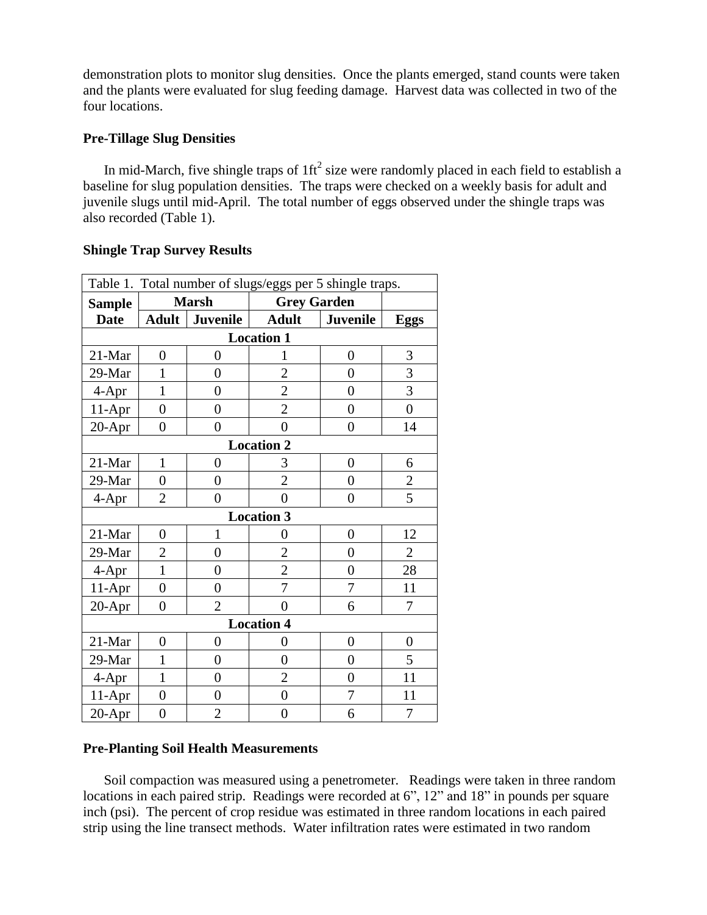demonstration plots to monitor slug densities. Once the plants emerged, stand counts were taken and the plants were evaluated for slug feeding damage. Harvest data was collected in two of the four locations.

**Pre-Tillage Slug Densities**

In mid-March, five shingle traps of $1ft^2$ size were randomly placed in each field to establish a baseline for slug population densities. The traps were checked on a weekly basis for adult and juvenile slugs until mid-April. The total number of eggs observed under the shingle traps was also recorded (Table 1).

**Shingle Trap Survey Results**

Table 1. Total number of slugs/eggs per 5 shingle traps.

| Sample Date | Marsh | | Grey Garden | | |
|---|---|---|---|---|---|
| | Adult | Juvenile | Adult | Juvenile | Eggs |
| **Location 1** | | | | | |
| 21-Mar | 0 | 0 | 1 | 0 | 3 |
| 29-Mar | 1 | 0 | 2 | 0 | 3 |
| 4-Apr | 1 | 0 | 2 | 0 | 3 |
| 11-Apr | 0 | 0 | 2 | 0 | 0 |
| 20-Apr | 0 | 0 | 0 | 0 | 14 |
| **Location 2** | | | | | |
| 21-Mar | 1 | 0 | 3 | 0 | 6 |
| 29-Mar | 0 | 0 | 2 | 0 | 2 |
| 4-Apr | 2 | 0 | 0 | 0 | 5 |
| **Location 3** | | | | | |
| 21-Mar | 0 | 1 | 0 | 0 | 12 |
| 29-Mar | 2 | 0 | 2 | 0 | 2 |
| 4-Apr | 1 | 0 | 2 | 0 | 28 |
| 11-Apr | 0 | 0 | 7 | 7 | 11 |
| 20-Apr | 0 | 2 | 0 | 6 | 7 |
| **Location 4** | | | | | |
| 21-Mar | 0 | 0 | 0 | 0 | 0 |
| 29-Mar | 1 | 0 | 0 | 0 | 5 |
| 4-Apr | 1 | 0 | 2 | 0 | 11 |
| 11-Apr | 0 | 0 | 0 | 7 | 11 |
| 20-Apr | 0 | 2 | 0 | 6 | 7 |

**Pre-Planting Soil Health Measurements**

Soil compaction was measured using a penetrometer. Readings were taken in three random locations in each paired strip. Readings were recorded at 6", 12" and 18" in pounds per square inch (psi). The percent of crop residue was estimated in three random locations in each paired strip using the line transect methods. Water infiltration rates were estimated in two random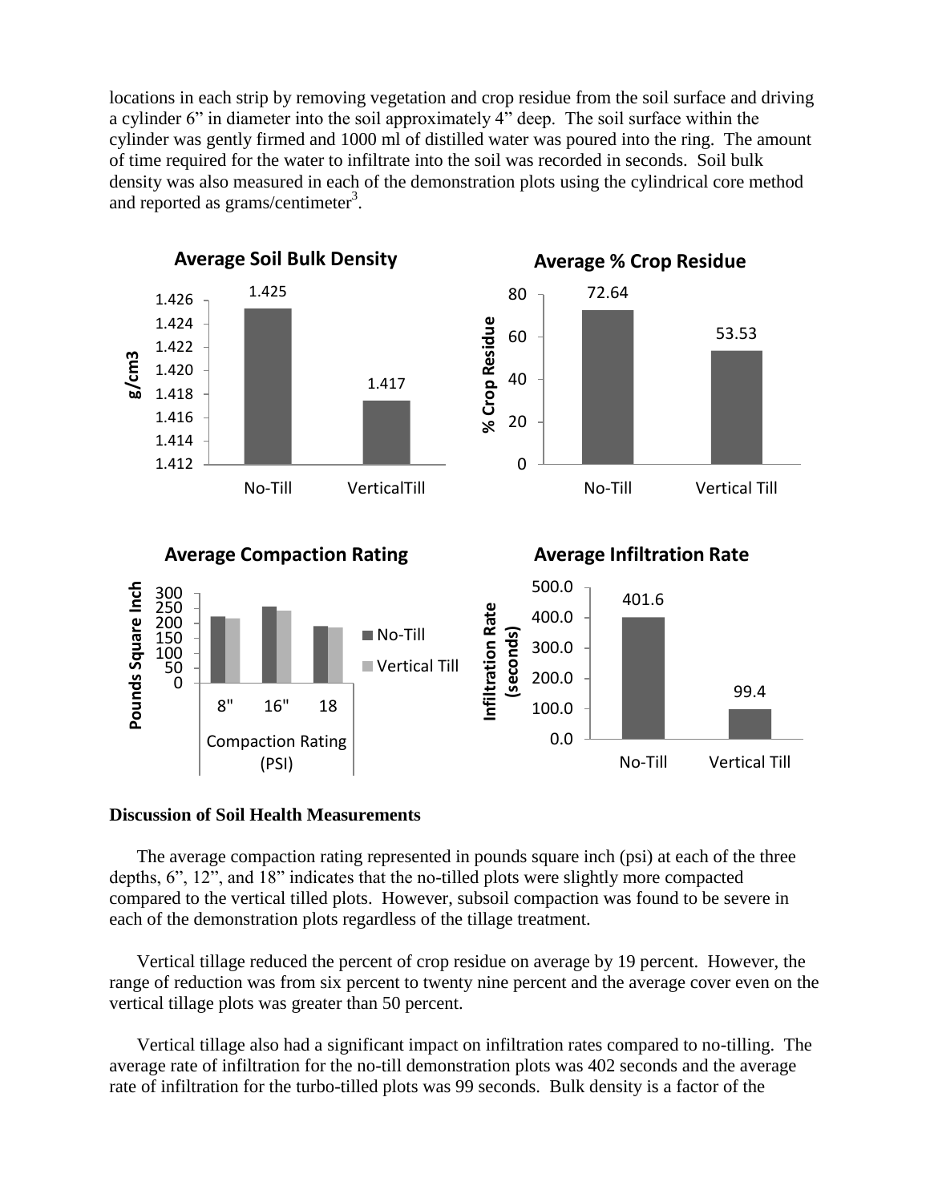locations in each strip by removing vegetation and crop residue from the soil surface and driving a cylinder 6" in diameter into the soil approximately 4" deep. The soil surface within the cylinder was gently firmed and 1000 ml of distilled water was poured into the ring. The amount of time required for the water to infiltrate into the soil was recorded in seconds. Soil bulk density was also measured in each of the demonstration plots using the cylindrical core method and reported as grams/centimeter[3].

**Average Soil Bulk Density**

| | g/cm3 |
|---|---|
| No-Till | 1.425 |
| VerticalTill | 1.417 |

**Average % Crop Residue**

| | % Crop Residue |
|---|---|
| No-Till | 72.64 |
| Vertical Till | 53.53 |

**Average Compaction Rating**

Compaction Rating (PSI) — Pounds Square Inch; series: No-Till, Vertical Till; depths: 8", 16", 18

**Average Infiltration Rate**

| | Infiltration Rate (seconds) |
|---|---|
| No-Till | 401.6 |
| Vertical Till | 99.4 |

**Discussion of Soil Health Measurements**

The average compaction rating represented in pounds square inch (psi) at each of the three depths, 6", 12", and 18" indicates that the no-tilled plots were slightly more compacted compared to the vertical tilled plots. However, subsoil compaction was found to be severe in each of the demonstration plots regardless of the tillage treatment.

Vertical tillage reduced the percent of crop residue on average by 19 percent. However, the range of reduction was from six percent to twenty nine percent and the average cover even on the vertical tillage plots was greater than 50 percent.

Vertical tillage also had a significant impact on infiltration rates compared to no-tilling. The average rate of infiltration for the no-till demonstration plots was 402 seconds and the average rate of infiltration for the turbo-tilled plots was 99 seconds. Bulk density is a factor of the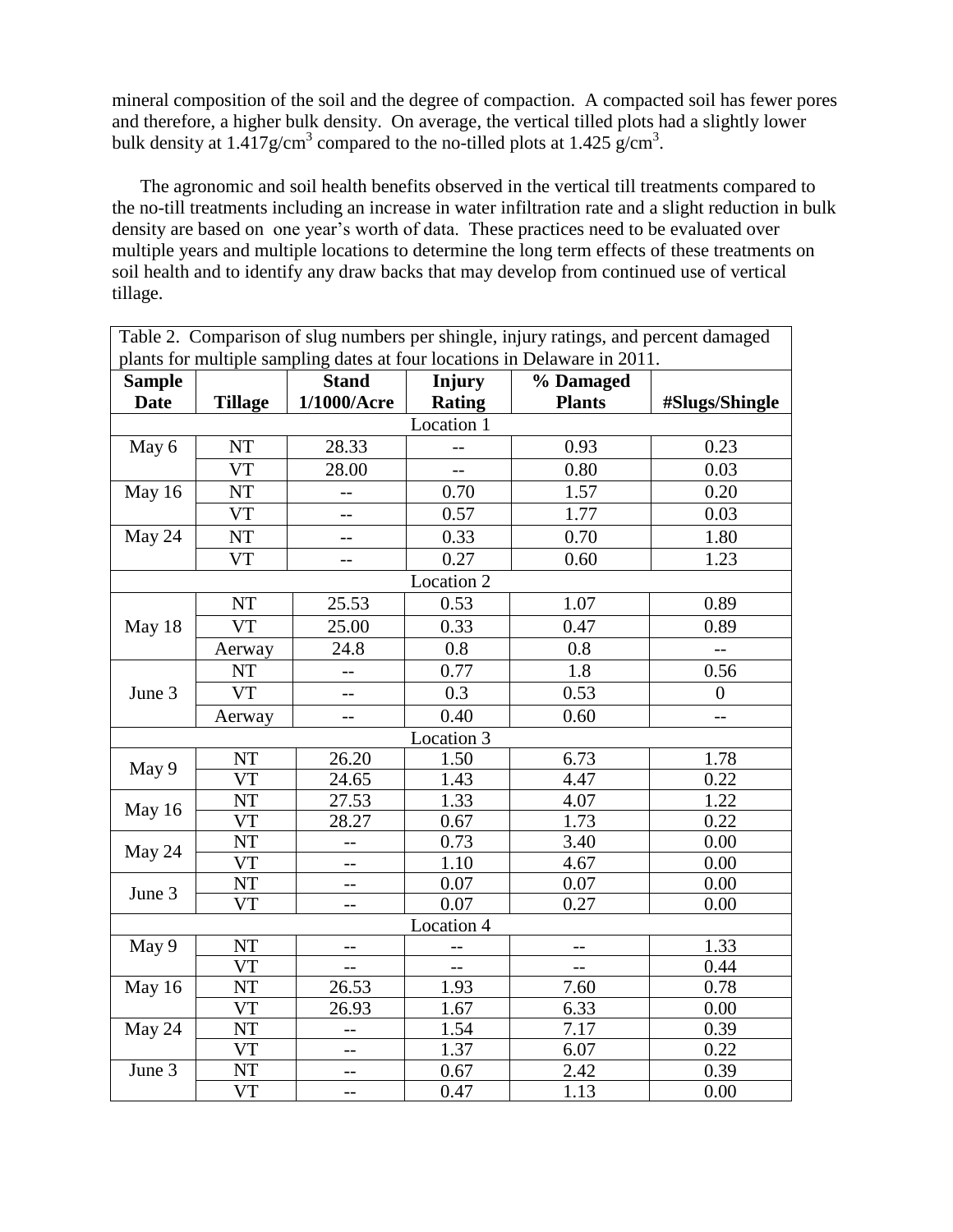mineral composition of the soil and the degree of compaction. A compacted soil has fewer pores and therefore, a higher bulk density. On average, the vertical tilled plots had a slightly lower bulk density at 1.417g/cm$^3$ compared to the no-tilled plots at 1.425 g/cm$^3$.

The agronomic and soil health benefits observed in the vertical till treatments compared to the no-till treatments including an increase in water infiltration rate and a slight reduction in bulk density are based on one year's worth of data. These practices need to be evaluated over multiple years and multiple locations to determine the long term effects of these treatments on soil health and to identify any draw backs that may develop from continued use of vertical tillage.

Table 2. Comparison of slug numbers per shingle, injury ratings, and percent damaged plants for multiple sampling dates at four locations in Delaware in 2011.

| Sample Date | Tillage | Stand 1/1000/Acre | Injury Rating | % Damaged Plants | #Slugs/Shingle |
|---|---|---|---|---|---|
| | | | Location 1 | | |
| May 6 | NT | 28.33 | -- | 0.93 | 0.23 |
| | VT | 28.00 | -- | 0.80 | 0.03 |
| May 16 | NT | -- | 0.70 | 1.57 | 0.20 |
| | VT | -- | 0.57 | 1.77 | 0.03 |
| May 24 | NT | -- | 0.33 | 0.70 | 1.80 |
| | VT | -- | 0.27 | 0.60 | 1.23 |
| | | | Location 2 | | |
| May 18 | NT | 25.53 | 0.53 | 1.07 | 0.89 |
| | VT | 25.00 | 0.33 | 0.47 | 0.89 |
| | Aerway | 24.8 | 0.8 | 0.8 | -- |
| June 3 | NT | -- | 0.77 | 1.8 | 0.56 |
| | VT | -- | 0.3 | 0.53 | 0 |
| | Aerway | -- | 0.40 | 0.60 | -- |
| | | | Location 3 | | |
| May 9 | NT | 26.20 | 1.50 | 6.73 | 1.78 |
| | VT | 24.65 | 1.43 | 4.47 | 0.22 |
| May 16 | NT | 27.53 | 1.33 | 4.07 | 1.22 |
| | VT | 28.27 | 0.67 | 1.73 | 0.22 |
| May 24 | NT | -- | 0.73 | 3.40 | 0.00 |
| | VT | -- | 1.10 | 4.67 | 0.00 |
| June 3 | NT | -- | 0.07 | 0.07 | 0.00 |
| | VT | -- | 0.07 | 0.27 | 0.00 |
| | | | Location 4 | | |
| May 9 | NT | -- | -- | -- | 1.33 |
| | VT | -- | -- | -- | 0.44 |
| May 16 | NT | 26.53 | 1.93 | 7.60 | 0.78 |
| | VT | 26.93 | 1.67 | 6.33 | 0.00 |
| May 24 | NT | -- | 1.54 | 7.17 | 0.39 |
| | VT | -- | 1.37 | 6.07 | 0.22 |
| June 3 | NT | -- | 0.67 | 2.42 | 0.39 |
| | VT | -- | 0.47 | 1.13 | 0.00 |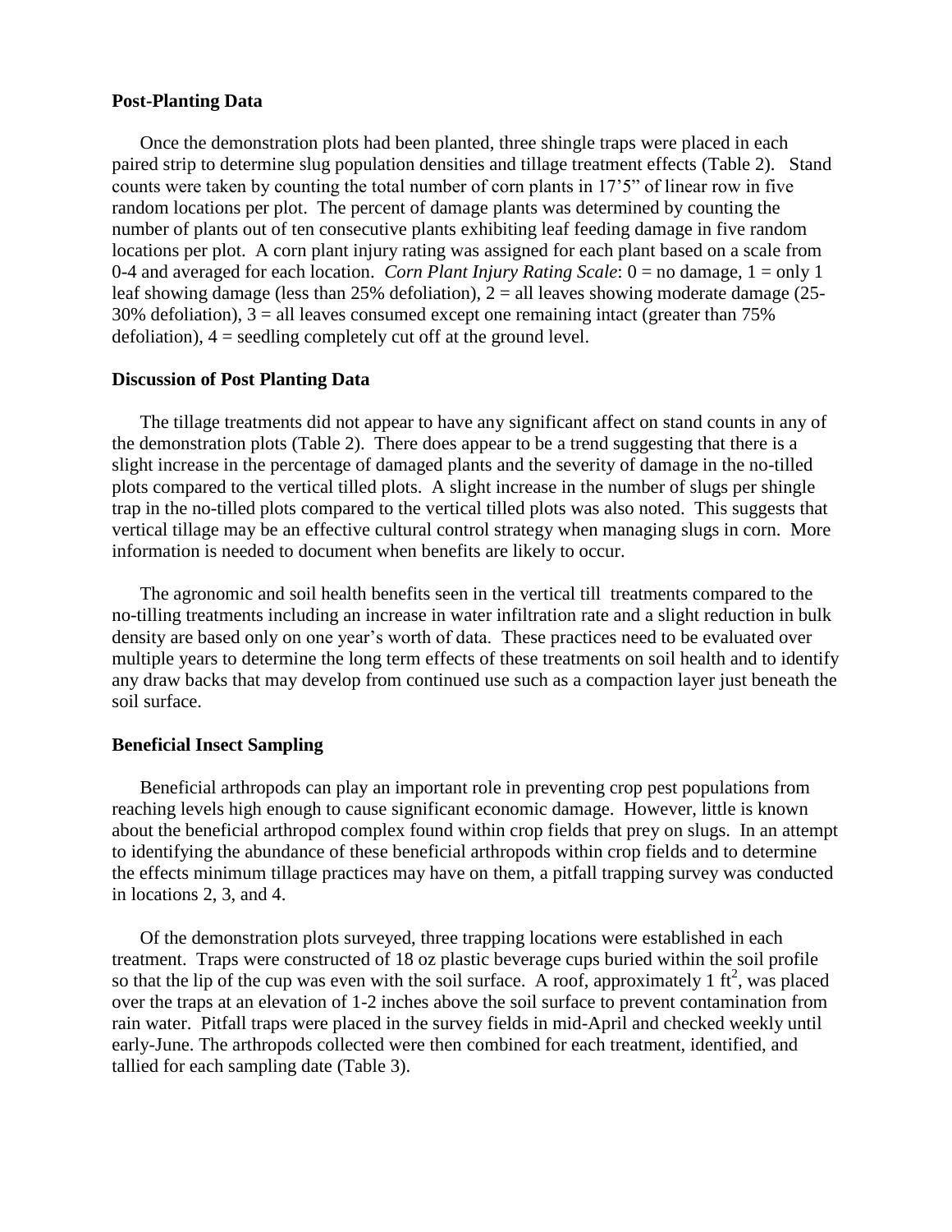**Post-Planting Data**

Once the demonstration plots had been planted, three shingle traps were placed in each paired strip to determine slug population densities and tillage treatment effects (Table 2). Stand counts were taken by counting the total number of corn plants in 17'5" of linear row in five random locations per plot. The percent of damage plants was determined by counting the number of plants out of ten consecutive plants exhibiting leaf feeding damage in five random locations per plot. A corn plant injury rating was assigned for each plant based on a scale from 0-4 and averaged for each location. *Corn Plant Injury Rating Scale*: 0 = no damage, 1 = only 1 leaf showing damage (less than 25% defoliation), 2 = all leaves showing moderate damage (25-30% defoliation), 3 = all leaves consumed except one remaining intact (greater than 75% defoliation), 4 = seedling completely cut off at the ground level.

**Discussion of Post Planting Data**

The tillage treatments did not appear to have any significant affect on stand counts in any of the demonstration plots (Table 2). There does appear to be a trend suggesting that there is a slight increase in the percentage of damaged plants and the severity of damage in the no-tilled plots compared to the vertical tilled plots. A slight increase in the number of slugs per shingle trap in the no-tilled plots compared to the vertical tilled plots was also noted. This suggests that vertical tillage may be an effective cultural control strategy when managing slugs in corn. More information is needed to document when benefits are likely to occur.

The agronomic and soil health benefits seen in the vertical till treatments compared to the no-tilling treatments including an increase in water infiltration rate and a slight reduction in bulk density are based only on one year's worth of data. These practices need to be evaluated over multiple years to determine the long term effects of these treatments on soil health and to identify any draw backs that may develop from continued use such as a compaction layer just beneath the soil surface.

**Beneficial Insect Sampling**

Beneficial arthropods can play an important role in preventing crop pest populations from reaching levels high enough to cause significant economic damage. However, little is known about the beneficial arthropod complex found within crop fields that prey on slugs. In an attempt to identifying the abundance of these beneficial arthropods within crop fields and to determine the effects minimum tillage practices may have on them, a pitfall trapping survey was conducted in locations 2, 3, and 4.

Of the demonstration plots surveyed, three trapping locations were established in each treatment. Traps were constructed of 18 oz plastic beverage cups buried within the soil profile so that the lip of the cup was even with the soil surface. A roof, approximately 1 $ft^2$, was placed over the traps at an elevation of 1-2 inches above the soil surface to prevent contamination from rain water. Pitfall traps were placed in the survey fields in mid-April and checked weekly until early-June. The arthropods collected were then combined for each treatment, identified, and tallied for each sampling date (Table 3).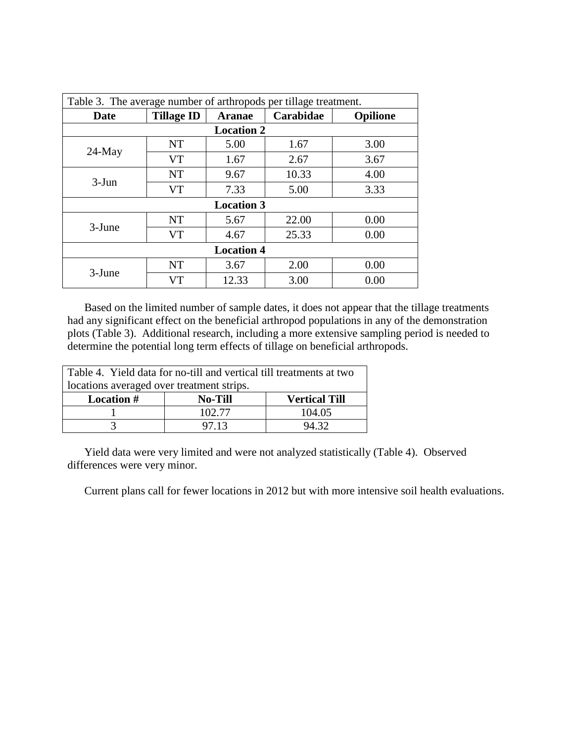Table 3. The average number of arthropods per tillage treatment.

| Date | Tillage ID | Aranae | Carabidae | Opilione |
|---|---|---|---|---|
| **Location 2** | | | | |
| 24-May | NT | 5.00 | 1.67 | 3.00 |
| | VT | 1.67 | 2.67 | 3.67 |
| 3-Jun | NT | 9.67 | 10.33 | 4.00 |
| | VT | 7.33 | 5.00 | 3.33 |
| **Location 3** | | | | |
| 3-June | NT | 5.67 | 22.00 | 0.00 |
| | VT | 4.67 | 25.33 | 0.00 |
| **Location 4** | | | | |
| 3-June | NT | 3.67 | 2.00 | 0.00 |
| | VT | 12.33 | 3.00 | 0.00 |

Based on the limited number of sample dates, it does not appear that the tillage treatments had any significant effect on the beneficial arthropod populations in any of the demonstration plots (Table 3). Additional research, including a more extensive sampling period is needed to determine the potential long term effects of tillage on beneficial arthropods.

Table 4. Yield data for no-till and vertical till treatments at two locations averaged over treatment strips.

| Location # | No-Till | Vertical Till |
|---|---|---|
| 1 | 102.77 | 104.05 |
| 3 | 97.13 | 94.32 |

Yield data were very limited and were not analyzed statistically (Table 4). Observed differences were very minor.

Current plans call for fewer locations in 2012 but with more intensive soil health evaluations.